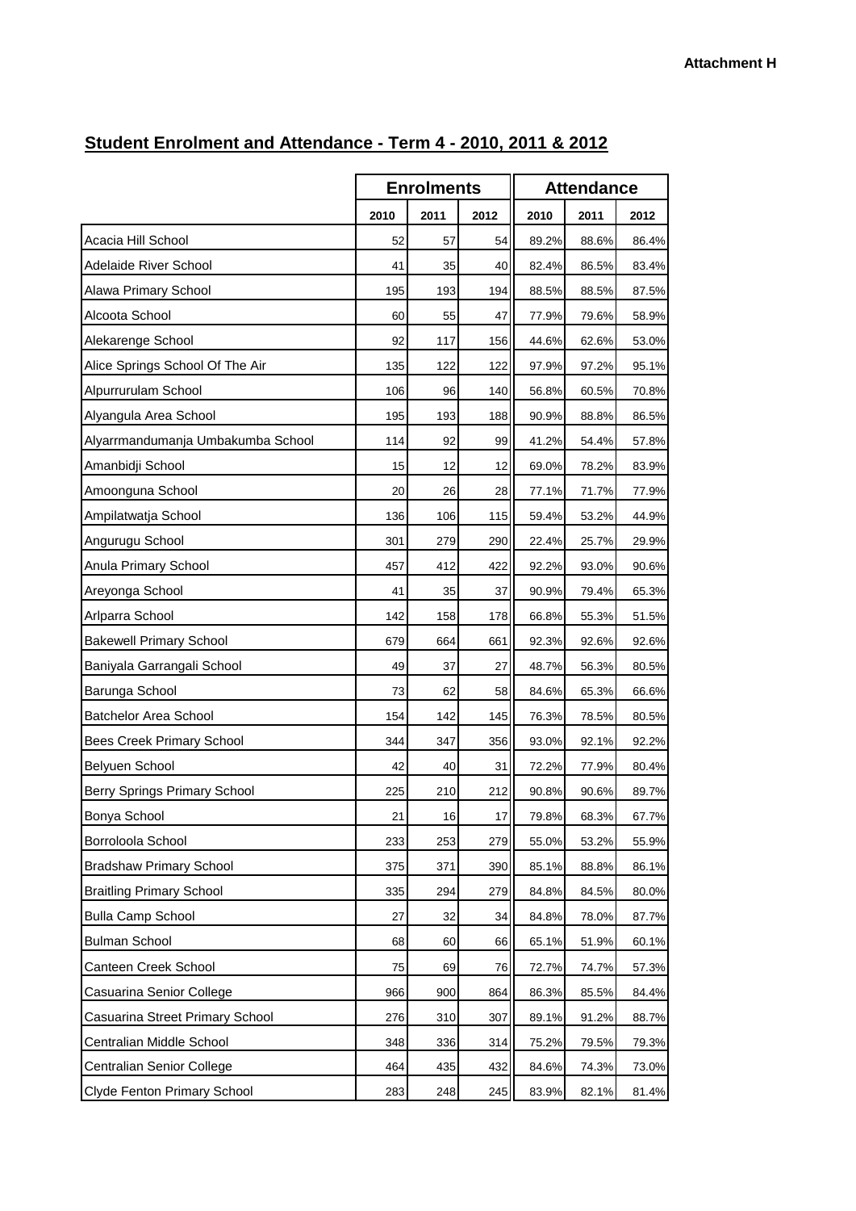**Attachment H**

## Student Enrolment and Attendance - Term 4 - 2010, 2011 & 2012

| | Enrolments | | | Attendance | | |
|---|---|---|---|---|---|---|
| | 2010 | 2011 | 2012 | 2010 | 2011 | 2012 |
| Acacia Hill School | 52 | 57 | 54 | 89.2% | 88.6% | 86.4% |
| Adelaide River School | 41 | 35 | 40 | 82.4% | 86.5% | 83.4% |
| Alawa Primary School | 195 | 193 | 194 | 88.5% | 88.5% | 87.5% |
| Alcoota School | 60 | 55 | 47 | 77.9% | 79.6% | 58.9% |
| Alekarenge School | 92 | 117 | 156 | 44.6% | 62.6% | 53.0% |
| Alice Springs School Of The Air | 135 | 122 | 122 | 97.9% | 97.2% | 95.1% |
| Alpurrurulam School | 106 | 96 | 140 | 56.8% | 60.5% | 70.8% |
| Alyangula Area School | 195 | 193 | 188 | 90.9% | 88.8% | 86.5% |
| Alyarrmandumanja Umbakumba School | 114 | 92 | 99 | 41.2% | 54.4% | 57.8% |
| Amanbidji School | 15 | 12 | 12 | 69.0% | 78.2% | 83.9% |
| Amoonguna School | 20 | 26 | 28 | 77.1% | 71.7% | 77.9% |
| Ampilatwatja School | 136 | 106 | 115 | 59.4% | 53.2% | 44.9% |
| Angurugu School | 301 | 279 | 290 | 22.4% | 25.7% | 29.9% |
| Anula Primary School | 457 | 412 | 422 | 92.2% | 93.0% | 90.6% |
| Areyonga School | 41 | 35 | 37 | 90.9% | 79.4% | 65.3% |
| Arlparra School | 142 | 158 | 178 | 66.8% | 55.3% | 51.5% |
| Bakewell Primary School | 679 | 664 | 661 | 92.3% | 92.6% | 92.6% |
| Baniyala Garrangali School | 49 | 37 | 27 | 48.7% | 56.3% | 80.5% |
| Barunga School | 73 | 62 | 58 | 84.6% | 65.3% | 66.6% |
| Batchelor Area School | 154 | 142 | 145 | 76.3% | 78.5% | 80.5% |
| Bees Creek Primary School | 344 | 347 | 356 | 93.0% | 92.1% | 92.2% |
| Belyuen School | 42 | 40 | 31 | 72.2% | 77.9% | 80.4% |
| Berry Springs Primary School | 225 | 210 | 212 | 90.8% | 90.6% | 89.7% |
| Bonya School | 21 | 16 | 17 | 79.8% | 68.3% | 67.7% |
| Borroloola School | 233 | 253 | 279 | 55.0% | 53.2% | 55.9% |
| Bradshaw Primary School | 375 | 371 | 390 | 85.1% | 88.8% | 86.1% |
| Braitling Primary School | 335 | 294 | 279 | 84.8% | 84.5% | 80.0% |
| Bulla Camp School | 27 | 32 | 34 | 84.8% | 78.0% | 87.7% |
| Bulman School | 68 | 60 | 66 | 65.1% | 51.9% | 60.1% |
| Canteen Creek School | 75 | 69 | 76 | 72.7% | 74.7% | 57.3% |
| Casuarina Senior College | 966 | 900 | 864 | 86.3% | 85.5% | 84.4% |
| Casuarina Street Primary School | 276 | 310 | 307 | 89.1% | 91.2% | 88.7% |
| Centralian Middle School | 348 | 336 | 314 | 75.2% | 79.5% | 79.3% |
| Centralian Senior College | 464 | 435 | 432 | 84.6% | 74.3% | 73.0% |
| Clyde Fenton Primary School | 283 | 248 | 245 | 83.9% | 82.1% | 81.4% |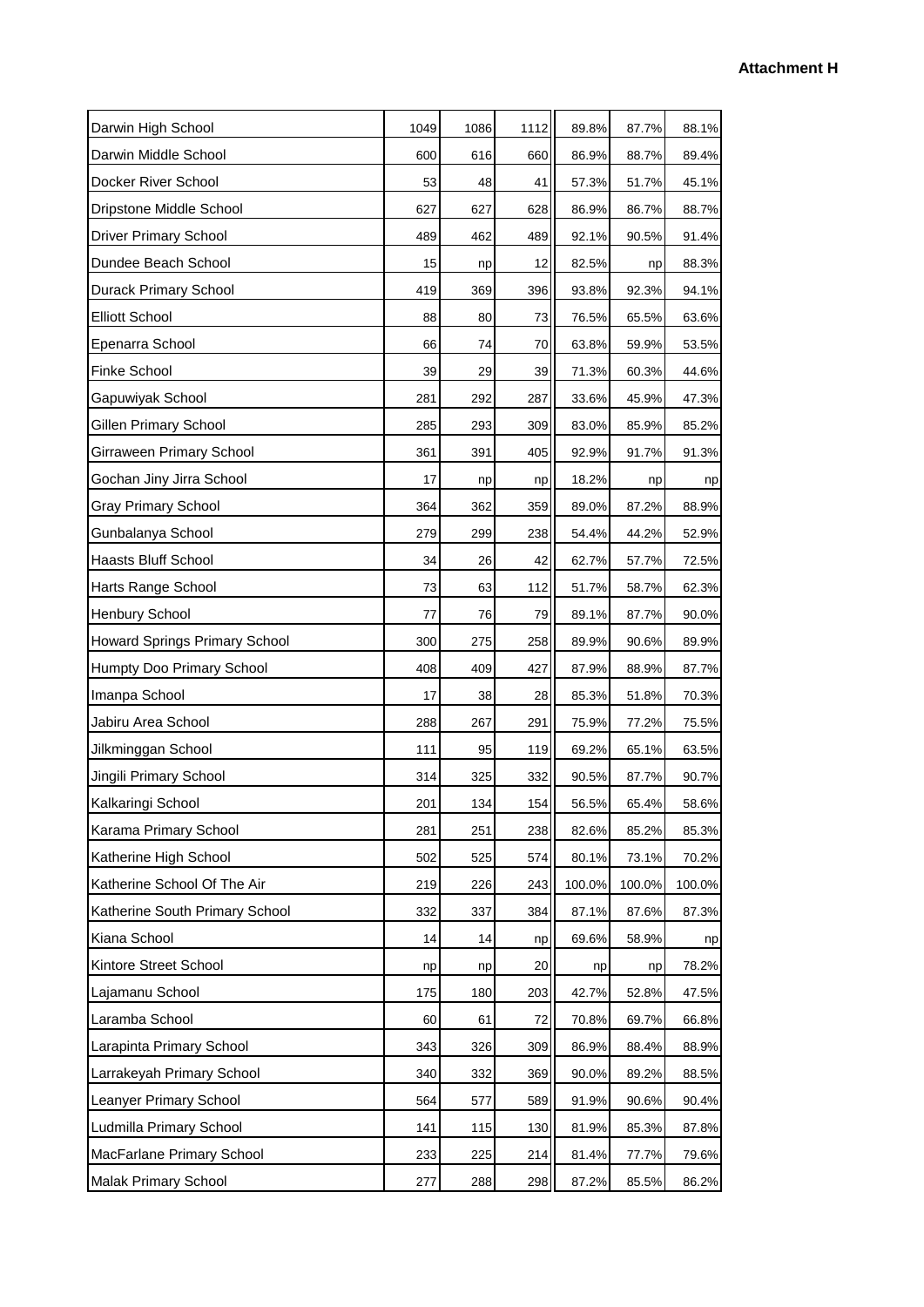**Attachment H**

| | | | | | | |
|---|---|---|---|---|---|---|
| Darwin High School | 1049 | 1086 | 1112 | 89.8% | 87.7% | 88.1% |
| Darwin Middle School | 600 | 616 | 660 | 86.9% | 88.7% | 89.4% |
| Docker River School | 53 | 48 | 41 | 57.3% | 51.7% | 45.1% |
| Dripstone Middle School | 627 | 627 | 628 | 86.9% | 86.7% | 88.7% |
| Driver Primary School | 489 | 462 | 489 | 92.1% | 90.5% | 91.4% |
| Dundee Beach School | 15 | np | 12 | 82.5% | np | 88.3% |
| Durack Primary School | 419 | 369 | 396 | 93.8% | 92.3% | 94.1% |
| Elliott School | 88 | 80 | 73 | 76.5% | 65.5% | 63.6% |
| Epenarra School | 66 | 74 | 70 | 63.8% | 59.9% | 53.5% |
| Finke School | 39 | 29 | 39 | 71.3% | 60.3% | 44.6% |
| Gapuwiyak School | 281 | 292 | 287 | 33.6% | 45.9% | 47.3% |
| Gillen Primary School | 285 | 293 | 309 | 83.0% | 85.9% | 85.2% |
| Girraween Primary School | 361 | 391 | 405 | 92.9% | 91.7% | 91.3% |
| Gochan Jiny Jirra School | 17 | np | np | 18.2% | np | np |
| Gray Primary School | 364 | 362 | 359 | 89.0% | 87.2% | 88.9% |
| Gunbalanya School | 279 | 299 | 238 | 54.4% | 44.2% | 52.9% |
| Haasts Bluff School | 34 | 26 | 42 | 62.7% | 57.7% | 72.5% |
| Harts Range School | 73 | 63 | 112 | 51.7% | 58.7% | 62.3% |
| Henbury School | 77 | 76 | 79 | 89.1% | 87.7% | 90.0% |
| Howard Springs Primary School | 300 | 275 | 258 | 89.9% | 90.6% | 89.9% |
| Humpty Doo Primary School | 408 | 409 | 427 | 87.9% | 88.9% | 87.7% |
| Imanpa School | 17 | 38 | 28 | 85.3% | 51.8% | 70.3% |
| Jabiru Area School | 288 | 267 | 291 | 75.9% | 77.2% | 75.5% |
| Jilkminggan School | 111 | 95 | 119 | 69.2% | 65.1% | 63.5% |
| Jingili Primary School | 314 | 325 | 332 | 90.5% | 87.7% | 90.7% |
| Kalkaringi School | 201 | 134 | 154 | 56.5% | 65.4% | 58.6% |
| Karama Primary School | 281 | 251 | 238 | 82.6% | 85.2% | 85.3% |
| Katherine High School | 502 | 525 | 574 | 80.1% | 73.1% | 70.2% |
| Katherine School Of The Air | 219 | 226 | 243 | 100.0% | 100.0% | 100.0% |
| Katherine South Primary School | 332 | 337 | 384 | 87.1% | 87.6% | 87.3% |
| Kiana School | 14 | 14 | np | 69.6% | 58.9% | np |
| Kintore Street School | np | np | 20 | np | np | 78.2% |
| Lajamanu School | 175 | 180 | 203 | 42.7% | 52.8% | 47.5% |
| Laramba School | 60 | 61 | 72 | 70.8% | 69.7% | 66.8% |
| Larapinta Primary School | 343 | 326 | 309 | 86.9% | 88.4% | 88.9% |
| Larrakeyah Primary School | 340 | 332 | 369 | 90.0% | 89.2% | 88.5% |
| Leanyer Primary School | 564 | 577 | 589 | 91.9% | 90.6% | 90.4% |
| Ludmilla Primary School | 141 | 115 | 130 | 81.9% | 85.3% | 87.8% |
| MacFarlane Primary School | 233 | 225 | 214 | 81.4% | 77.7% | 79.6% |
| Malak Primary School | 277 | 288 | 298 | 87.2% | 85.5% | 86.2% |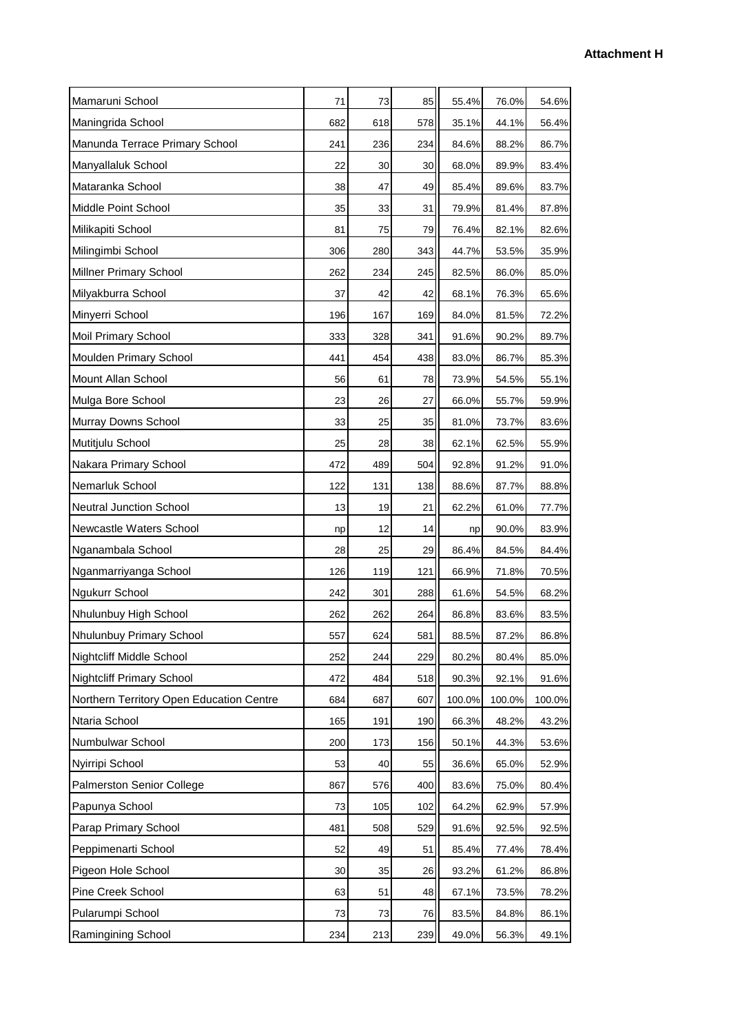**Attachment H**

| | | | | | | |
|---|---|---|---|---|---|---|
| Mamaruni School | 71 | 73 | 85 | 55.4% | 76.0% | 54.6% |
| Maningrida School | 682 | 618 | 578 | 35.1% | 44.1% | 56.4% |
| Manunda Terrace Primary School | 241 | 236 | 234 | 84.6% | 88.2% | 86.7% |
| Manyallaluk School | 22 | 30 | 30 | 68.0% | 89.9% | 83.4% |
| Mataranka School | 38 | 47 | 49 | 85.4% | 89.6% | 83.7% |
| Middle Point School | 35 | 33 | 31 | 79.9% | 81.4% | 87.8% |
| Milikapiti School | 81 | 75 | 79 | 76.4% | 82.1% | 82.6% |
| Milingimbi School | 306 | 280 | 343 | 44.7% | 53.5% | 35.9% |
| Millner Primary School | 262 | 234 | 245 | 82.5% | 86.0% | 85.0% |
| Milyakburra School | 37 | 42 | 42 | 68.1% | 76.3% | 65.6% |
| Minyerri School | 196 | 167 | 169 | 84.0% | 81.5% | 72.2% |
| Moil Primary School | 333 | 328 | 341 | 91.6% | 90.2% | 89.7% |
| Moulden Primary School | 441 | 454 | 438 | 83.0% | 86.7% | 85.3% |
| Mount Allan School | 56 | 61 | 78 | 73.9% | 54.5% | 55.1% |
| Mulga Bore School | 23 | 26 | 27 | 66.0% | 55.7% | 59.9% |
| Murray Downs School | 33 | 25 | 35 | 81.0% | 73.7% | 83.6% |
| Mutitjulu School | 25 | 28 | 38 | 62.1% | 62.5% | 55.9% |
| Nakara Primary School | 472 | 489 | 504 | 92.8% | 91.2% | 91.0% |
| Nemarluk School | 122 | 131 | 138 | 88.6% | 87.7% | 88.8% |
| Neutral Junction School | 13 | 19 | 21 | 62.2% | 61.0% | 77.7% |
| Newcastle Waters School | np | 12 | 14 | np | 90.0% | 83.9% |
| Nganambala School | 28 | 25 | 29 | 86.4% | 84.5% | 84.4% |
| Nganmarriyanga School | 126 | 119 | 121 | 66.9% | 71.8% | 70.5% |
| Ngukurr School | 242 | 301 | 288 | 61.6% | 54.5% | 68.2% |
| Nhulunbuy High School | 262 | 262 | 264 | 86.8% | 83.6% | 83.5% |
| Nhulunbuy Primary School | 557 | 624 | 581 | 88.5% | 87.2% | 86.8% |
| Nightcliff Middle School | 252 | 244 | 229 | 80.2% | 80.4% | 85.0% |
| Nightcliff Primary School | 472 | 484 | 518 | 90.3% | 92.1% | 91.6% |
| Northern Territory Open Education Centre | 684 | 687 | 607 | 100.0% | 100.0% | 100.0% |
| Ntaria School | 165 | 191 | 190 | 66.3% | 48.2% | 43.2% |
| Numbulwar School | 200 | 173 | 156 | 50.1% | 44.3% | 53.6% |
| Nyirripi School | 53 | 40 | 55 | 36.6% | 65.0% | 52.9% |
| Palmerston Senior College | 867 | 576 | 400 | 83.6% | 75.0% | 80.4% |
| Papunya School | 73 | 105 | 102 | 64.2% | 62.9% | 57.9% |
| Parap Primary School | 481 | 508 | 529 | 91.6% | 92.5% | 92.5% |
| Peppimenarti School | 52 | 49 | 51 | 85.4% | 77.4% | 78.4% |
| Pigeon Hole School | 30 | 35 | 26 | 93.2% | 61.2% | 86.8% |
| Pine Creek School | 63 | 51 | 48 | 67.1% | 73.5% | 78.2% |
| Pularumpi School | 73 | 73 | 76 | 83.5% | 84.8% | 86.1% |
| Ramingining School | 234 | 213 | 239 | 49.0% | 56.3% | 49.1% |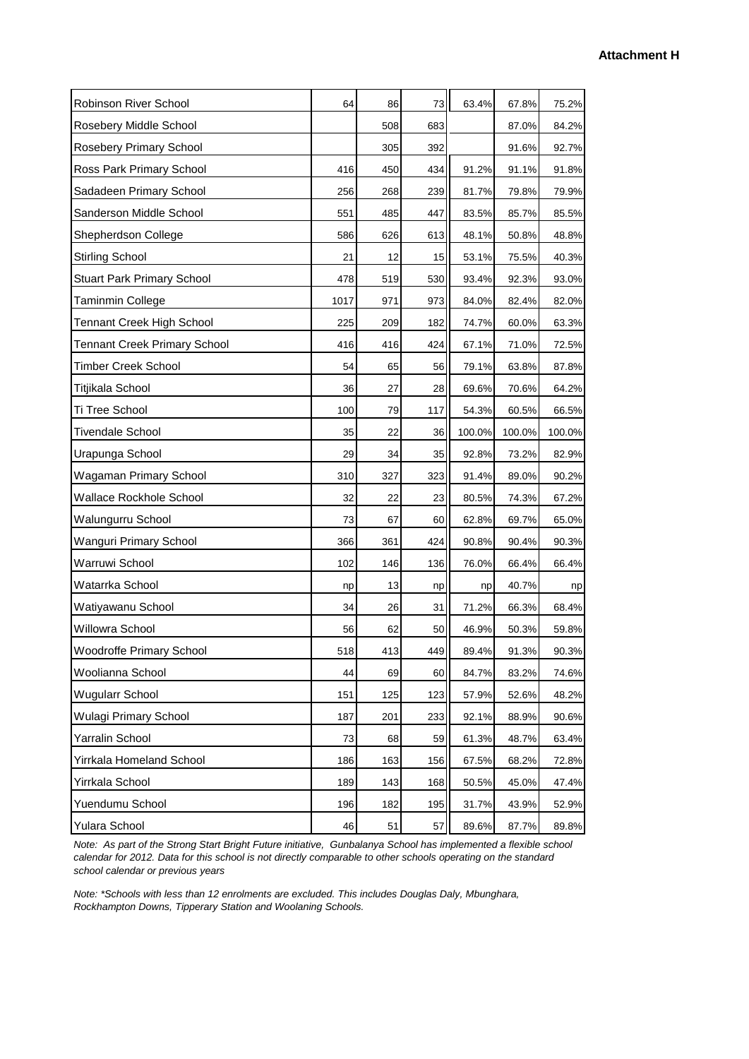**Attachment H**

| | | | | | | |
|---|---|---|---|---|---|---|
| Robinson River School | 64 | 86 | 73 | 63.4% | 67.8% | 75.2% |
| Rosebery Middle School | | 508 | 683 | | 87.0% | 84.2% |
| Rosebery Primary School | | 305 | 392 | | 91.6% | 92.7% |
| Ross Park Primary School | 416 | 450 | 434 | 91.2% | 91.1% | 91.8% |
| Sadadeen Primary School | 256 | 268 | 239 | 81.7% | 79.8% | 79.9% |
| Sanderson Middle School | 551 | 485 | 447 | 83.5% | 85.7% | 85.5% |
| Shepherdson College | 586 | 626 | 613 | 48.1% | 50.8% | 48.8% |
| Stirling School | 21 | 12 | 15 | 53.1% | 75.5% | 40.3% |
| Stuart Park Primary School | 478 | 519 | 530 | 93.4% | 92.3% | 93.0% |
| Taminmin College | 1017 | 971 | 973 | 84.0% | 82.4% | 82.0% |
| Tennant Creek High School | 225 | 209 | 182 | 74.7% | 60.0% | 63.3% |
| Tennant Creek Primary School | 416 | 416 | 424 | 67.1% | 71.0% | 72.5% |
| Timber Creek School | 54 | 65 | 56 | 79.1% | 63.8% | 87.8% |
| Titjikala School | 36 | 27 | 28 | 69.6% | 70.6% | 64.2% |
| Ti Tree School | 100 | 79 | 117 | 54.3% | 60.5% | 66.5% |
| Tivendale School | 35 | 22 | 36 | 100.0% | 100.0% | 100.0% |
| Urapunga School | 29 | 34 | 35 | 92.8% | 73.2% | 82.9% |
| Wagaman Primary School | 310 | 327 | 323 | 91.4% | 89.0% | 90.2% |
| Wallace Rockhole School | 32 | 22 | 23 | 80.5% | 74.3% | 67.2% |
| Walungurru School | 73 | 67 | 60 | 62.8% | 69.7% | 65.0% |
| Wanguri Primary School | 366 | 361 | 424 | 90.8% | 90.4% | 90.3% |
| Warruwi School | 102 | 146 | 136 | 76.0% | 66.4% | 66.4% |
| Watarrka School | np | 13 | np | np | 40.7% | np |
| Watiyawanu School | 34 | 26 | 31 | 71.2% | 66.3% | 68.4% |
| Willowra School | 56 | 62 | 50 | 46.9% | 50.3% | 59.8% |
| Woodroffe Primary School | 518 | 413 | 449 | 89.4% | 91.3% | 90.3% |
| Woolianna School | 44 | 69 | 60 | 84.7% | 83.2% | 74.6% |
| Wugularr School | 151 | 125 | 123 | 57.9% | 52.6% | 48.2% |
| Wulagi Primary School | 187 | 201 | 233 | 92.1% | 88.9% | 90.6% |
| Yarralin School | 73 | 68 | 59 | 61.3% | 48.7% | 63.4% |
| Yirrkala Homeland School | 186 | 163 | 156 | 67.5% | 68.2% | 72.8% |
| Yirrkala School | 189 | 143 | 168 | 50.5% | 45.0% | 47.4% |
| Yuendumu School | 196 | 182 | 195 | 31.7% | 43.9% | 52.9% |
| Yulara School | 46 | 51 | 57 | 89.6% | 87.7% | 89.8% |

*Note: As part of the Strong Start Bright Future initiative, Gunbalanya School has implemented a flexible school calendar for 2012. Data for this school is not directly comparable to other schools operating on the standard school calendar or previous years*

*Note: \*Schools with less than 12 enrolments are excluded. This includes Douglas Daly, Mbunghara, Rockhampton Downs, Tipperary Station and Woolaning Schools.*